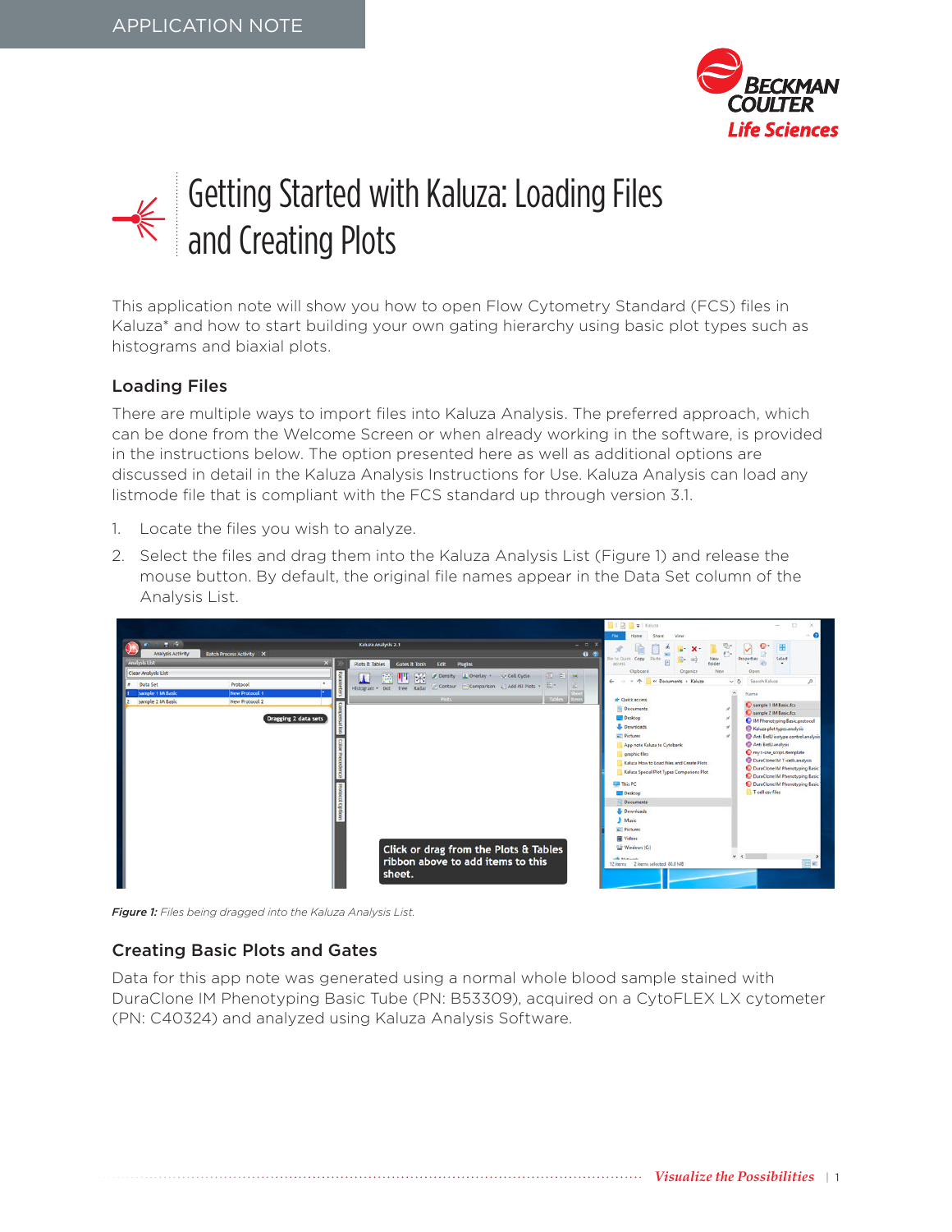APPLICATION NOTE

# Getting Started with Kaluza: Loading Files and Creating Plots

This application note will show you how to open Flow Cytometry Standard (FCS) files in Kaluza* and how to start building your own gating hierarchy using basic plot types such as histograms and biaxial plots.

## Loading Files

There are multiple ways to import files into Kaluza Analysis. The preferred approach, which can be done from the Welcome Screen or when already working in the software, is provided in the instructions below. The option presented here as well as additional options are discussed in detail in the Kaluza Analysis Instructions for Use. Kaluza Analysis can load any listmode file that is compliant with the FCS standard up through version 3.1.

1. Locate the files you wish to analyze.
2. Select the files and drag them into the Kaluza Analysis List (Figure 1) and release the mouse button. By default, the original file names appear in the Data Set column of the Analysis List.

***Figure 1:*** *Files being dragged into the Kaluza Analysis List.*

## Creating Basic Plots and Gates

Data for this app note was generated using a normal whole blood sample stained with DuraClone IM Phenotyping Basic Tube (PN: B53309), acquired on a CytoFLEX LX cytometer (PN: C40324) and analyzed using Kaluza Analysis Software.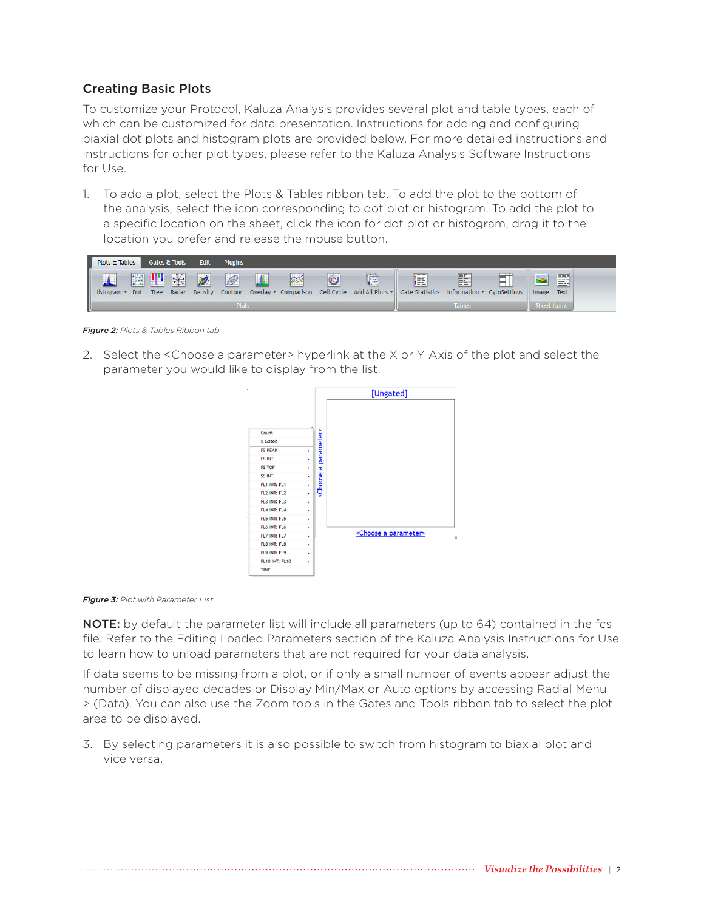## Creating Basic Plots

To customize your Protocol, Kaluza Analysis provides several plot and table types, each of which can be customized for data presentation. Instructions for adding and configuring biaxial dot plots and histogram plots are provided below. For more detailed instructions and instructions for other plot types, please refer to the Kaluza Analysis Software Instructions for Use.

1. To add a plot, select the Plots & Tables ribbon tab. To add the plot to the bottom of the analysis, select the icon corresponding to dot plot or histogram. To add the plot to a specific location on the sheet, click the icon for dot plot or histogram, drag it to the location you prefer and release the mouse button.

***Figure 2:*** *Plots & Tables Ribbon tab.*

2. Select the <Choose a parameter> hyperlink at the X or Y Axis of the plot and select the parameter you would like to display from the list.

***Figure 3:*** *Plot with Parameter List.*

**NOTE:** by default the parameter list will include all parameters (up to 64) contained in the fcs file. Refer to the Editing Loaded Parameters section of the Kaluza Analysis Instructions for Use to learn how to unload parameters that are not required for your data analysis.

If data seems to be missing from a plot, or if only a small number of events appear adjust the number of displayed decades or Display Min/Max or Auto options by accessing Radial Menu > (Data). You can also use the Zoom tools in the Gates and Tools ribbon tab to select the plot area to be displayed.

3. By selecting parameters it is also possible to switch from histogram to biaxial plot and vice versa.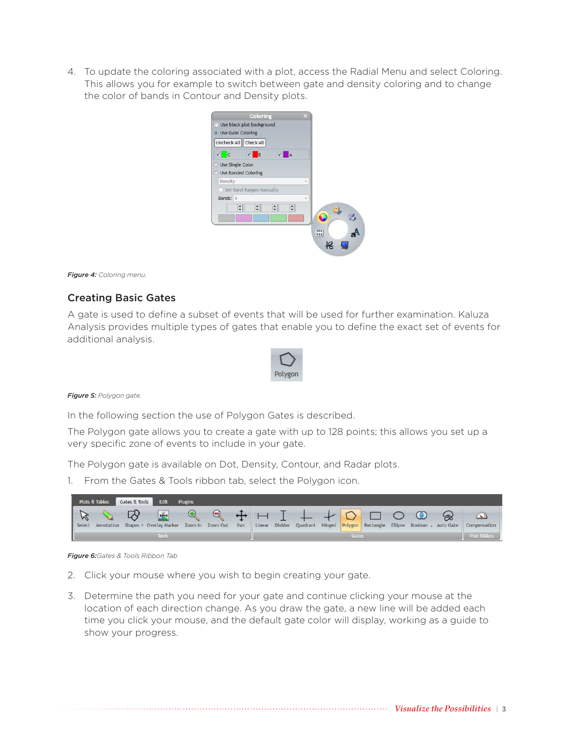4. To update the coloring associated with a plot, access the Radial Menu and select Coloring. This allows you for example to switch between gate and density coloring and to change the color of bands in Contour and Density plots.

***Figure 4:*** *Coloring menu.*

## Creating Basic Gates

A gate is used to define a subset of events that will be used for further examination. Kaluza Analysis provides multiple types of gates that enable you to define the exact set of events for additional analysis.

***Figure 5:*** *Polygon gate.*

In the following section the use of Polygon Gates is described.

The Polygon gate allows you to create a gate with up to 128 points; this allows you set up a very specific zone of events to include in your gate.

The Polygon gate is available on Dot, Density, Contour, and Radar plots.

1. From the Gates & Tools ribbon tab, select the Polygon icon.

***Figure 6:*** *Gates & Tools Ribbon Tab*

2. Click your mouse where you wish to begin creating your gate.

3. Determine the path you need for your gate and continue clicking your mouse at the location of each direction change. As you draw the gate, a new line will be added each time you click your mouse, and the default gate color will display, working as a guide to show your progress.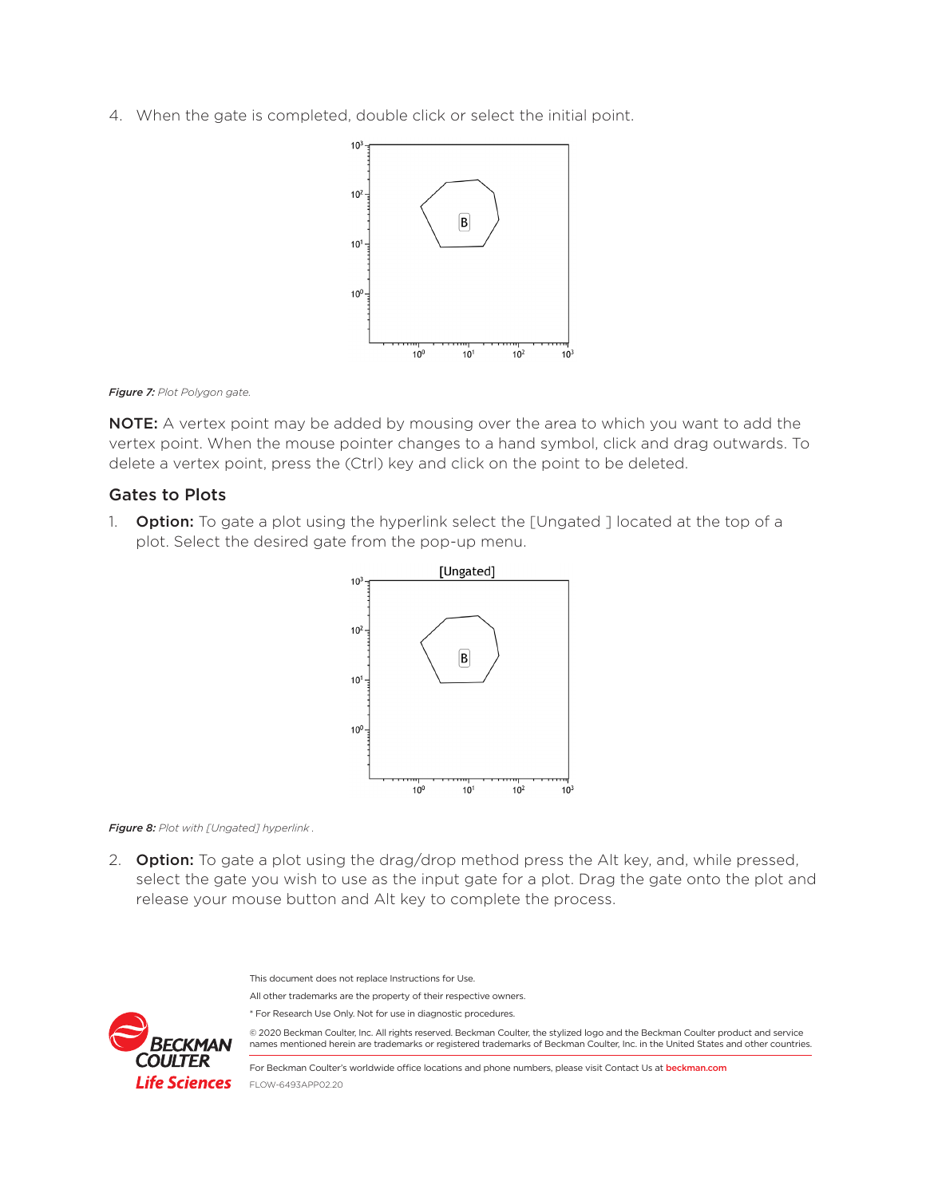4. When the gate is completed, double click or select the initial point.

$10^3$
$10^2$
$10^1$
$10^0$
B
$10^0$ $10^1$ $10^2$ $10^3$

***Figure 7:*** *Plot Polygon gate.*

**NOTE:** A vertex point may be added by mousing over the area to which you want to add the vertex point. When the mouse pointer changes to a hand symbol, click and drag outwards. To delete a vertex point, press the (Ctrl) key and click on the point to be deleted.

### Gates to Plots

1. **Option:** To gate a plot using the hyperlink select the [Ungated ] located at the top of a plot. Select the desired gate from the pop-up menu.

[Ungated]
$10^3$
$10^2$
$10^1$
$10^0$
B
$10^0$ $10^1$ $10^2$ $10^3$

***Figure 8:*** *Plot with [Ungated] hyperlink .*

2. **Option:** To gate a plot using the drag/drop method press the Alt key, and, while pressed, select the gate you wish to use as the input gate for a plot. Drag the gate onto the plot and release your mouse button and Alt key to complete the process.

This document does not replace Instructions for Use.

All other trademarks are the property of their respective owners.

\* For Research Use Only. Not for use in diagnostic procedures.

© 2020 Beckman Coulter, Inc. All rights reserved. Beckman Coulter, the stylized logo and the Beckman Coulter product and service names mentioned herein are trademarks or registered trademarks of Beckman Coulter, Inc. in the United States and other countries.

For Beckman Coulter's worldwide office locations and phone numbers, please visit Contact Us at **beckman.com**

FLOW-6493APP02.20

BECKMAN COULTER Life Sciences